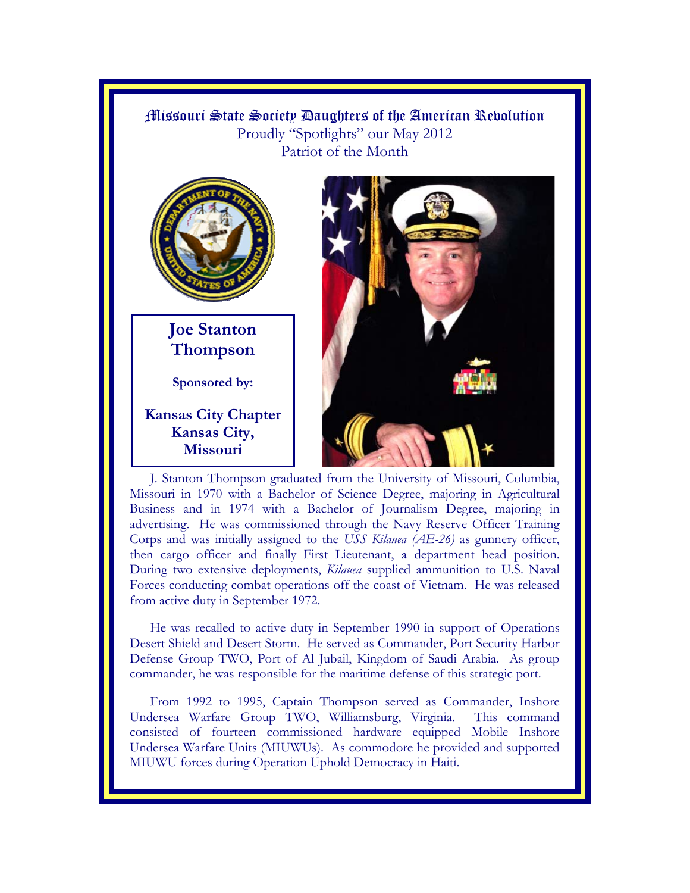# Missouri State Society Daughters of the American Revolution

Proudly "Spotlights" our May 2012
Patriot of the Month

## Joe Stanton Thompson

**Sponsored by:**

**Kansas City Chapter**
**Kansas City, Missouri**

J. Stanton Thompson graduated from the University of Missouri, Columbia, Missouri in 1970 with a Bachelor of Science Degree, majoring in Agricultural Business and in 1974 with a Bachelor of Journalism Degree, majoring in advertising. He was commissioned through the Navy Reserve Officer Training Corps and was initially assigned to the *USS Kilauea (AE-26)* as gunnery officer, then cargo officer and finally First Lieutenant, a department head position. During two extensive deployments, *Kilauea* supplied ammunition to U.S. Naval Forces conducting combat operations off the coast of Vietnam. He was released from active duty in September 1972.

He was recalled to active duty in September 1990 in support of Operations Desert Shield and Desert Storm. He served as Commander, Port Security Harbor Defense Group TWO, Port of Al Jubail, Kingdom of Saudi Arabia. As group commander, he was responsible for the maritime defense of this strategic port.

From 1992 to 1995, Captain Thompson served as Commander, Inshore Undersea Warfare Group TWO, Williamsburg, Virginia. This command consisted of fourteen commissioned hardware equipped Mobile Inshore Undersea Warfare Units (MIUWUs). As commodore he provided and supported MIUWU forces during Operation Uphold Democracy in Haiti.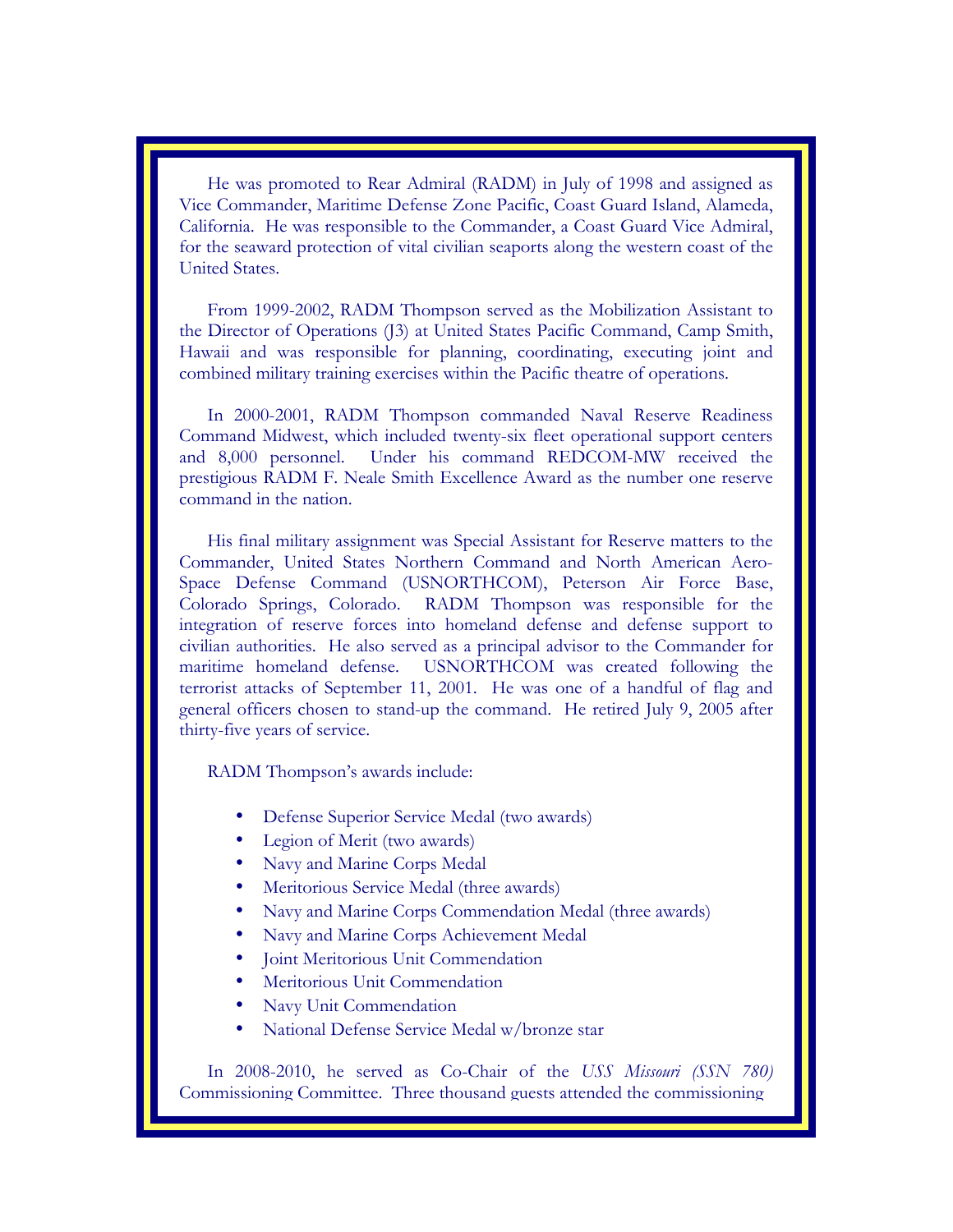He was promoted to Rear Admiral (RADM) in July of 1998 and assigned as Vice Commander, Maritime Defense Zone Pacific, Coast Guard Island, Alameda, California. He was responsible to the Commander, a Coast Guard Vice Admiral, for the seaward protection of vital civilian seaports along the western coast of the United States.

From 1999-2002, RADM Thompson served as the Mobilization Assistant to the Director of Operations (J3) at United States Pacific Command, Camp Smith, Hawaii and was responsible for planning, coordinating, executing joint and combined military training exercises within the Pacific theatre of operations.

In 2000-2001, RADM Thompson commanded Naval Reserve Readiness Command Midwest, which included twenty-six fleet operational support centers and 8,000 personnel. Under his command REDCOM-MW received the prestigious RADM F. Neale Smith Excellence Award as the number one reserve command in the nation.

His final military assignment was Special Assistant for Reserve matters to the Commander, United States Northern Command and North American Aero-Space Defense Command (USNORTHCOM), Peterson Air Force Base, Colorado Springs, Colorado. RADM Thompson was responsible for the integration of reserve forces into homeland defense and defense support to civilian authorities. He also served as a principal advisor to the Commander for maritime homeland defense. USNORTHCOM was created following the terrorist attacks of September 11, 2001. He was one of a handful of flag and general officers chosen to stand-up the command. He retired July 9, 2005 after thirty-five years of service.

RADM Thompson's awards include:

- Defense Superior Service Medal (two awards)
- Legion of Merit (two awards)
- Navy and Marine Corps Medal
- Meritorious Service Medal (three awards)
- Navy and Marine Corps Commendation Medal (three awards)
- Navy and Marine Corps Achievement Medal
- Joint Meritorious Unit Commendation
- Meritorious Unit Commendation
- Navy Unit Commendation
- National Defense Service Medal w/bronze star

In 2008-2010, he served as Co-Chair of the *USS Missouri (SSN 780)* Commissioning Committee. Three thousand guests attended the commissioning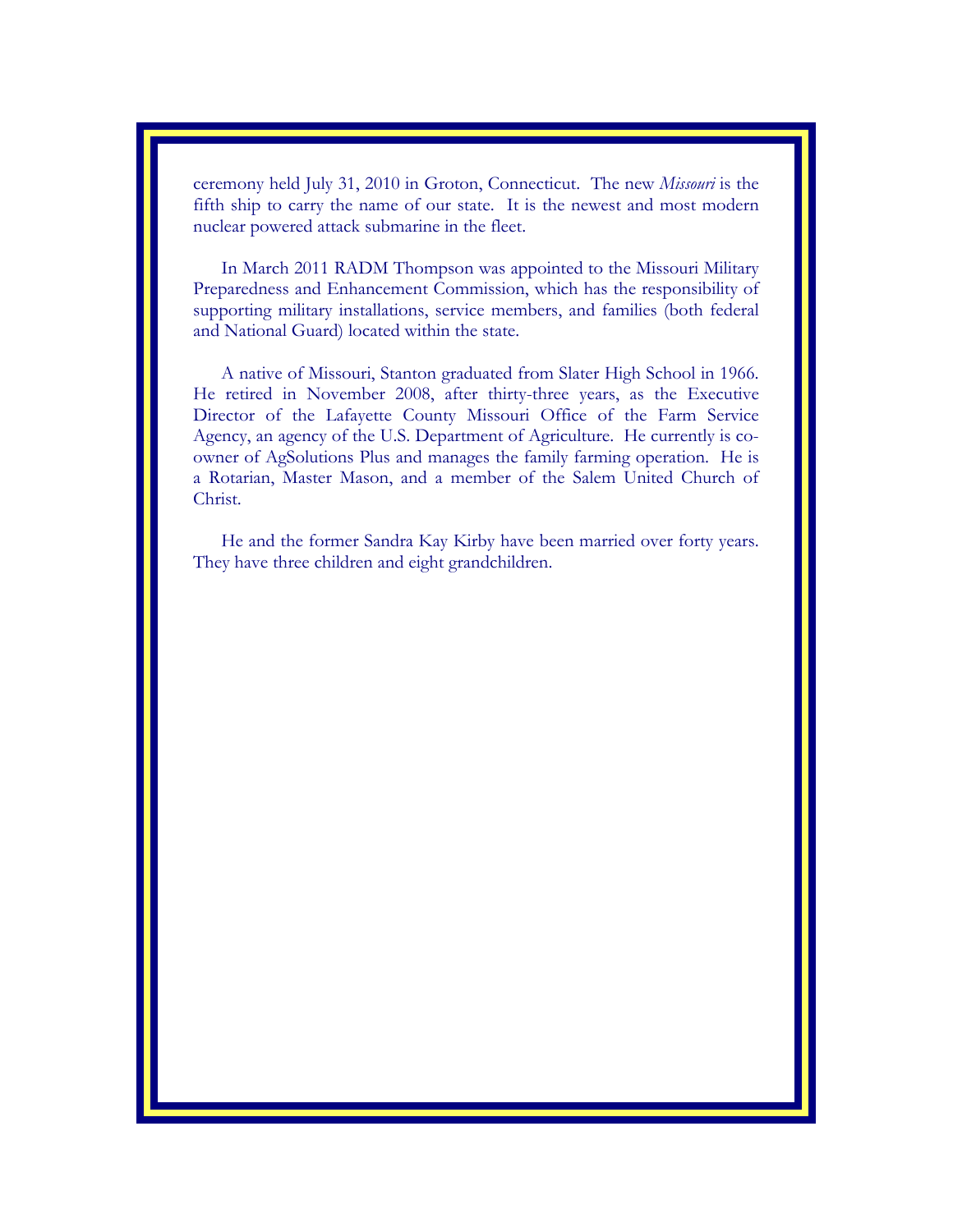ceremony held July 31, 2010 in Groton, Connecticut. The new *Missouri* is the fifth ship to carry the name of our state. It is the newest and most modern nuclear powered attack submarine in the fleet.

In March 2011 RADM Thompson was appointed to the Missouri Military Preparedness and Enhancement Commission, which has the responsibility of supporting military installations, service members, and families (both federal and National Guard) located within the state.

A native of Missouri, Stanton graduated from Slater High School in 1966. He retired in November 2008, after thirty-three years, as the Executive Director of the Lafayette County Missouri Office of the Farm Service Agency, an agency of the U.S. Department of Agriculture. He currently is co-owner of AgSolutions Plus and manages the family farming operation. He is a Rotarian, Master Mason, and a member of the Salem United Church of Christ.

He and the former Sandra Kay Kirby have been married over forty years. They have three children and eight grandchildren.